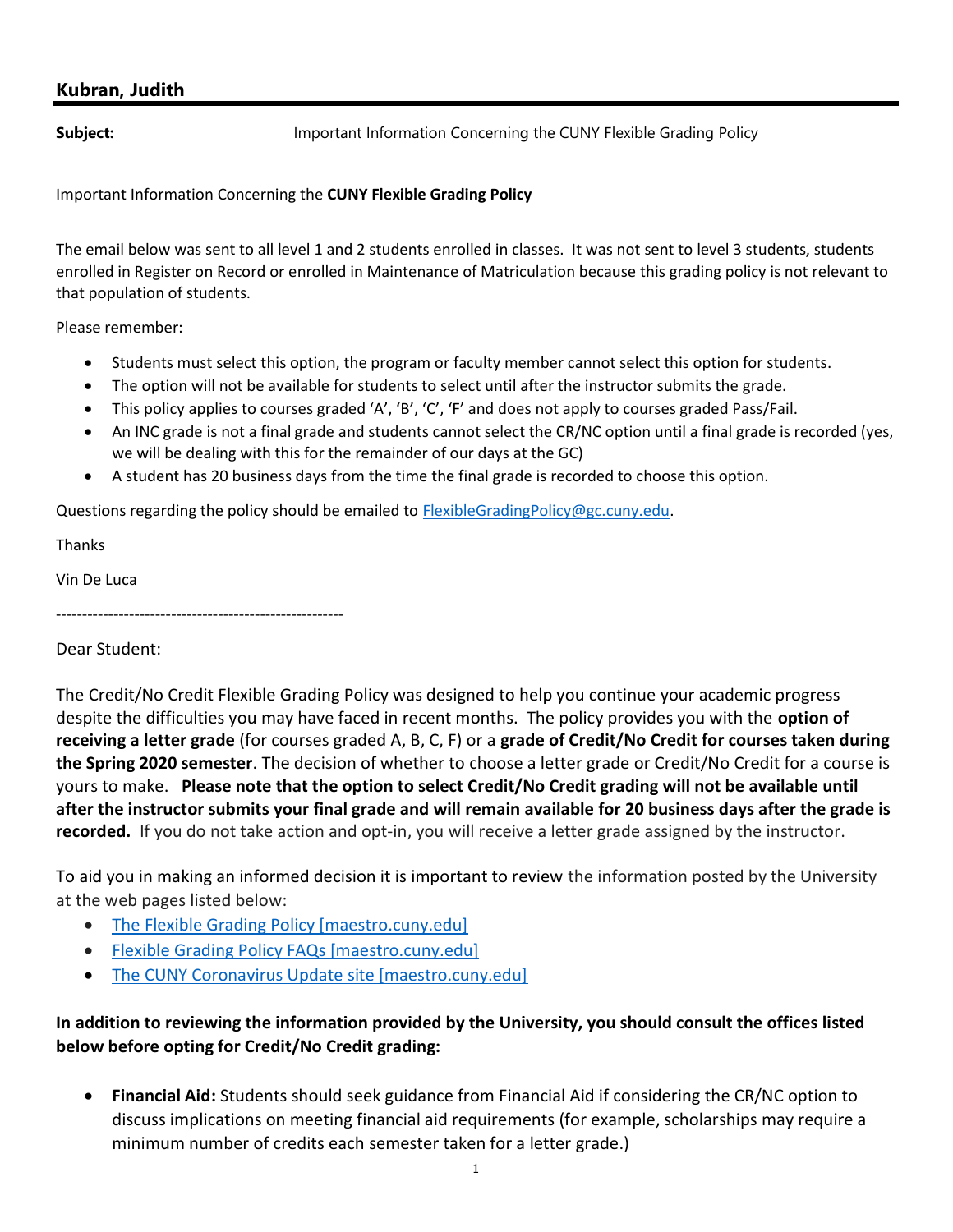## Kubran, Judith

**Subject:** Important Information Concerning the CUNY Flexible Grading Policy

Important Information Concerning the **CUNY Flexible Grading Policy**

The email below was sent to all level 1 and 2 students enrolled in classes. It was not sent to level 3 students, students enrolled in Register on Record or enrolled in Maintenance of Matriculation because this grading policy is not relevant to that population of students.

Please remember:

- Students must select this option, the program or faculty member cannot select this option for students.
- The option will not be available for students to select until after the instructor submits the grade.
- This policy applies to courses graded 'A', 'B', 'C', 'F' and does not apply to courses graded Pass/Fail.
- An INC grade is not a final grade and students cannot select the CR/NC option until a final grade is recorded (yes, we will be dealing with this for the remainder of our days at the GC)
- A student has 20 business days from the time the final grade is recorded to choose this option.

Questions regarding the policy should be emailed to FlexibleGradingPolicy@gc.cuny.edu.

Thanks

Vin De Luca

-------------------------------------------------------

Dear Student:

The Credit/No Credit Flexible Grading Policy was designed to help you continue your academic progress despite the difficulties you may have faced in recent months. The policy provides you with the **option of receiving a letter grade** (for courses graded A, B, C, F) or a **grade of Credit/No Credit for courses taken during the Spring 2020 semester**. The decision of whether to choose a letter grade or Credit/No Credit for a course is yours to make. **Please note that the option to select Credit/No Credit grading will not be available until after the instructor submits your final grade and will remain available for 20 business days after the grade is recorded.** If you do not take action and opt-in, you will receive a letter grade assigned by the instructor.

To aid you in making an informed decision it is important to review the information posted by the University at the web pages listed below:

- The Flexible Grading Policy [maestro.cuny.edu]
- Flexible Grading Policy FAQs [maestro.cuny.edu]
- The CUNY Coronavirus Update site [maestro.cuny.edu]

**In addition to reviewing the information provided by the University, you should consult the offices listed below before opting for Credit/No Credit grading:**

- **Financial Aid:** Students should seek guidance from Financial Aid if considering the CR/NC option to discuss implications on meeting financial aid requirements (for example, scholarships may require a minimum number of credits each semester taken for a letter grade.)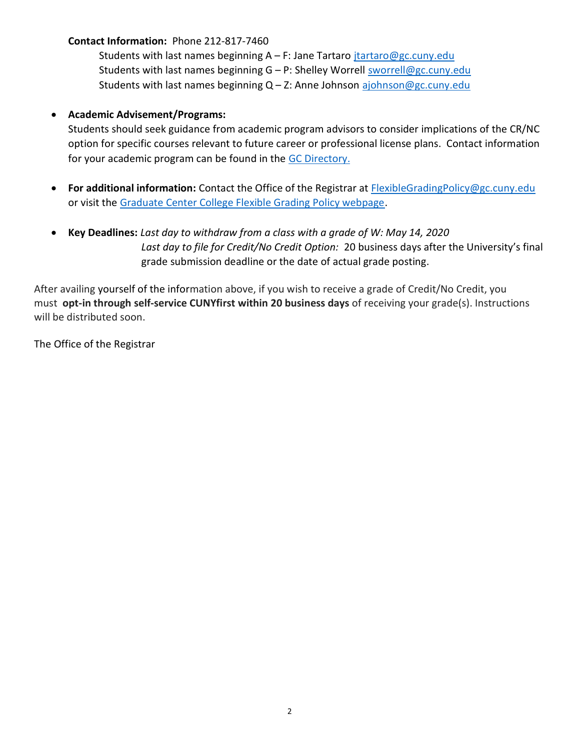**Contact Information:** Phone 212-817-7460

Students with last names beginning A – F: Jane Tartaro jtartaro@gc.cuny.edu
Students with last names beginning G – P: Shelley Worrell sworrell@gc.cuny.edu
Students with last names beginning Q – Z: Anne Johnson ajohnson@gc.cuny.edu

- **Academic Advisement/Programs:**
  Students should seek guidance from academic program advisors to consider implications of the CR/NC option for specific courses relevant to future career or professional license plans. Contact information for your academic program can be found in the GC Directory.

- **For additional information:** Contact the Office of the Registrar at FlexibleGradingPolicy@gc.cuny.edu or visit the Graduate Center College Flexible Grading Policy webpage.

- **Key Deadlines:** *Last day to withdraw from a class with a grade of W: May 14, 2020*
  *Last day to file for Credit/No Credit Option:* 20 business days after the University's final grade submission deadline or the date of actual grade posting.

After availing yourself of the information above, if you wish to receive a grade of Credit/No Credit, you must **opt-in through self-service CUNYfirst within 20 business days** of receiving your grade(s). Instructions will be distributed soon.

The Office of the Registrar